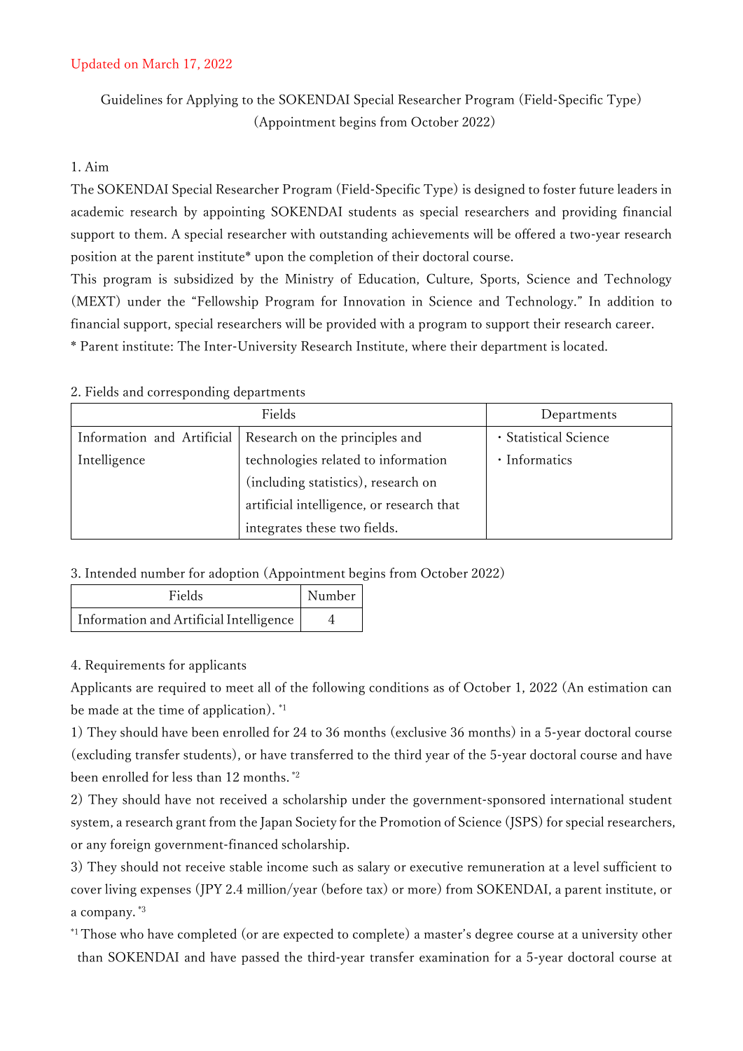Updated on March 17, 2022

# Guidelines for Applying to the SOKENDAI Special Researcher Program (Field-Specific Type) (Appointment begins from October 2022)

## 1. Aim

The SOKENDAI Special Researcher Program (Field-Specific Type) is designed to foster future leaders in academic research by appointing SOKENDAI students as special researchers and providing financial support to them. A special researcher with outstanding achievements will be offered a two-year research position at the parent institute* upon the completion of their doctoral course.

This program is subsidized by the Ministry of Education, Culture, Sports, Science and Technology (MEXT) under the "Fellowship Program for Innovation in Science and Technology." In addition to financial support, special researchers will be provided with a program to support their research career.

* Parent institute: The Inter-University Research Institute, where their department is located.

## 2. Fields and corresponding departments

| Fields | | Departments |
|---|---|---|
| Information and Artificial Intelligence | Research on the principles and technologies related to information (including statistics), research on artificial intelligence, or research that integrates these two fields. | ・Statistical Science<br>・Informatics |

## 3. Intended number for adoption (Appointment begins from October 2022)

| Fields | Number |
|---|---|
| Information and Artificial Intelligence | 4 |

## 4. Requirements for applicants

Applicants are required to meet all of the following conditions as of October 1, 2022 (An estimation can be made at the time of application). [*1]

1) They should have been enrolled for 24 to 36 months (exclusive 36 months) in a 5-year doctoral course (excluding transfer students), or have transferred to the third year of the 5-year doctoral course and have been enrolled for less than 12 months. [*2]

2) They should have not received a scholarship under the government-sponsored international student system, a research grant from the Japan Society for the Promotion of Science (JSPS) for special researchers, or any foreign government-financed scholarship.

3) They should not receive stable income such as salary or executive remuneration at a level sufficient to cover living expenses (JPY 2.4 million/year (before tax) or more) from SOKENDAI, a parent institute, or a company. [*3]

[*1] Those who have completed (or are expected to complete) a master's degree course at a university other than SOKENDAI and have passed the third-year transfer examination for a 5-year doctoral course at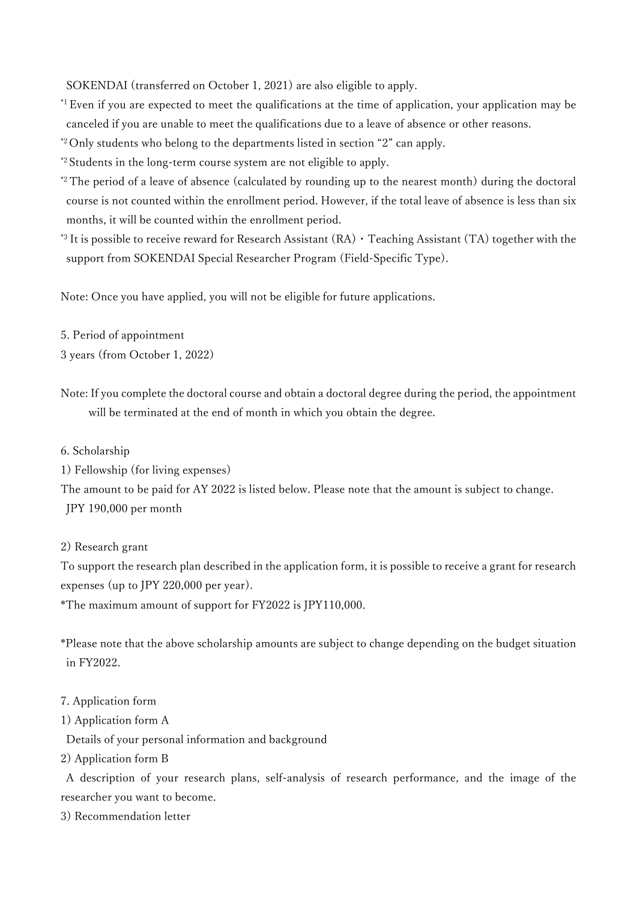SOKENDAI (transferred on October 1, 2021) are also eligible to apply.

[*1] Even if you are expected to meet the qualifications at the time of application, your application may be canceled if you are unable to meet the qualifications due to a leave of absence or other reasons.

[*2] Only students who belong to the departments listed in section "2" can apply.

[*2] Students in the long-term course system are not eligible to apply.

[*2] The period of a leave of absence (calculated by rounding up to the nearest month) during the doctoral course is not counted within the enrollment period. However, if the total leave of absence is less than six months, it will be counted within the enrollment period.

[*3] It is possible to receive reward for Research Assistant (RA)・Teaching Assistant (TA) together with the support from SOKENDAI Special Researcher Program (Field-Specific Type).

Note: Once you have applied, you will not be eligible for future applications.

5. Period of appointment

3 years (from October 1, 2022)

Note: If you complete the doctoral course and obtain a doctoral degree during the period, the appointment will be terminated at the end of month in which you obtain the degree.

6. Scholarship

1) Fellowship (for living expenses)

The amount to be paid for AY 2022 is listed below. Please note that the amount is subject to change.

JPY 190,000 per month

2) Research grant

To support the research plan described in the application form, it is possible to receive a grant for research expenses (up to JPY 220,000 per year).

*The maximum amount of support for FY2022 is JPY110,000.

*Please note that the above scholarship amounts are subject to change depending on the budget situation in FY2022.

7. Application form

1) Application form A

Details of your personal information and background

2) Application form B

A description of your research plans, self-analysis of research performance, and the image of the researcher you want to become.

3) Recommendation letter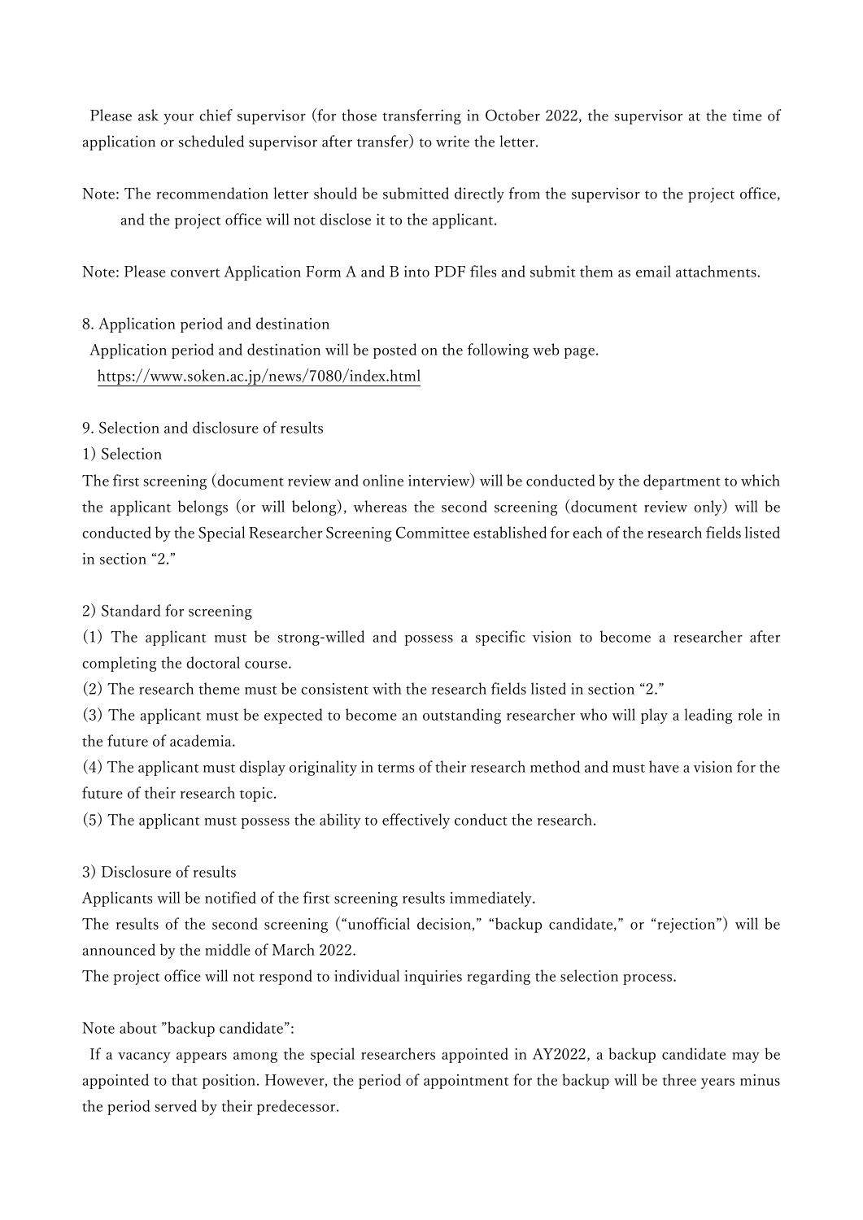Please ask your chief supervisor (for those transferring in October 2022, the supervisor at the time of application or scheduled supervisor after transfer) to write the letter.

Note: The recommendation letter should be submitted directly from the supervisor to the project office, and the project office will not disclose it to the applicant.

Note: Please convert Application Form A and B into PDF files and submit them as email attachments.

## 8. Application period and destination

Application period and destination will be posted on the following web page.
https://www.soken.ac.jp/news/7080/index.html

## 9. Selection and disclosure of results

### 1) Selection

The first screening (document review and online interview) will be conducted by the department to which the applicant belongs (or will belong), whereas the second screening (document review only) will be conducted by the Special Researcher Screening Committee established for each of the research fields listed in section "2."

### 2) Standard for screening

(1) The applicant must be strong-willed and possess a specific vision to become a researcher after completing the doctoral course.
(2) The research theme must be consistent with the research fields listed in section "2."
(3) The applicant must be expected to become an outstanding researcher who will play a leading role in the future of academia.
(4) The applicant must display originality in terms of their research method and must have a vision for the future of their research topic.
(5) The applicant must possess the ability to effectively conduct the research.

### 3) Disclosure of results

Applicants will be notified of the first screening results immediately.
The results of the second screening ("unofficial decision," "backup candidate," or "rejection") will be announced by the middle of March 2022.
The project office will not respond to individual inquiries regarding the selection process.

Note about "backup candidate":
If a vacancy appears among the special researchers appointed in AY2022, a backup candidate may be appointed to that position. However, the period of appointment for the backup will be three years minus the period served by their predecessor.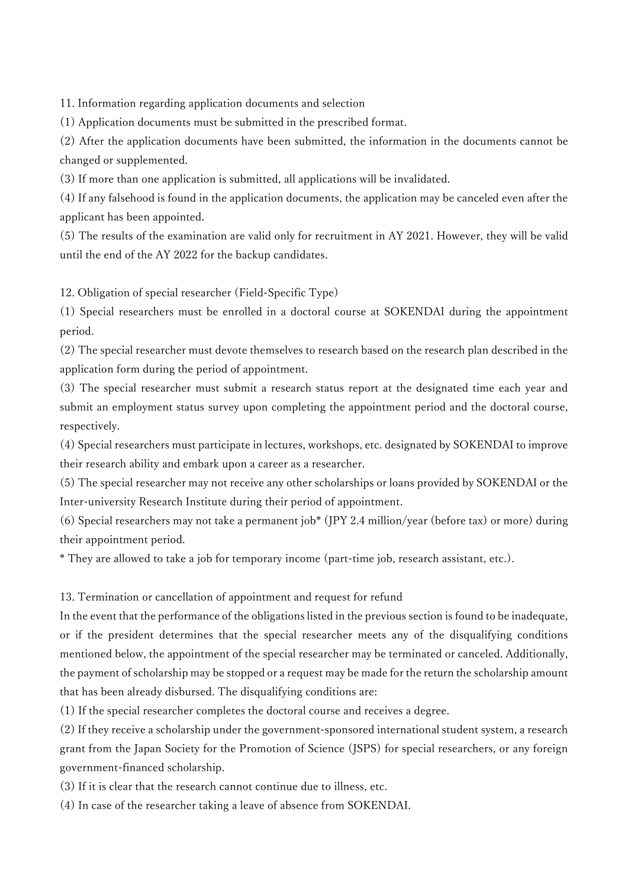## 11. Information regarding application documents and selection

(1) Application documents must be submitted in the prescribed format.

(2) After the application documents have been submitted, the information in the documents cannot be changed or supplemented.

(3) If more than one application is submitted, all applications will be invalidated.

(4) If any falsehood is found in the application documents, the application may be canceled even after the applicant has been appointed.

(5) The results of the examination are valid only for recruitment in AY 2021. However, they will be valid until the end of the AY 2022 for the backup candidates.

## 12. Obligation of special researcher (Field-Specific Type)

(1) Special researchers must be enrolled in a doctoral course at SOKENDAI during the appointment period.

(2) The special researcher must devote themselves to research based on the research plan described in the application form during the period of appointment.

(3) The special researcher must submit a research status report at the designated time each year and submit an employment status survey upon completing the appointment period and the doctoral course, respectively.

(4) Special researchers must participate in lectures, workshops, etc. designated by SOKENDAI to improve their research ability and embark upon a career as a researcher.

(5) The special researcher may not receive any other scholarships or loans provided by SOKENDAI or the Inter-university Research Institute during their period of appointment.

(6) Special researchers may not take a permanent job* (JPY 2.4 million/year (before tax) or more) during their appointment period.

* They are allowed to take a job for temporary income (part-time job, research assistant, etc.).

## 13. Termination or cancellation of appointment and request for refund

In the event that the performance of the obligations listed in the previous section is found to be inadequate, or if the president determines that the special researcher meets any of the disqualifying conditions mentioned below, the appointment of the special researcher may be terminated or canceled. Additionally, the payment of scholarship may be stopped or a request may be made for the return the scholarship amount that has been already disbursed. The disqualifying conditions are:

(1) If the special researcher completes the doctoral course and receives a degree.

(2) If they receive a scholarship under the government-sponsored international student system, a research grant from the Japan Society for the Promotion of Science (JSPS) for special researchers, or any foreign government-financed scholarship.

(3) If it is clear that the research cannot continue due to illness, etc.

(4) In case of the researcher taking a leave of absence from SOKENDAI.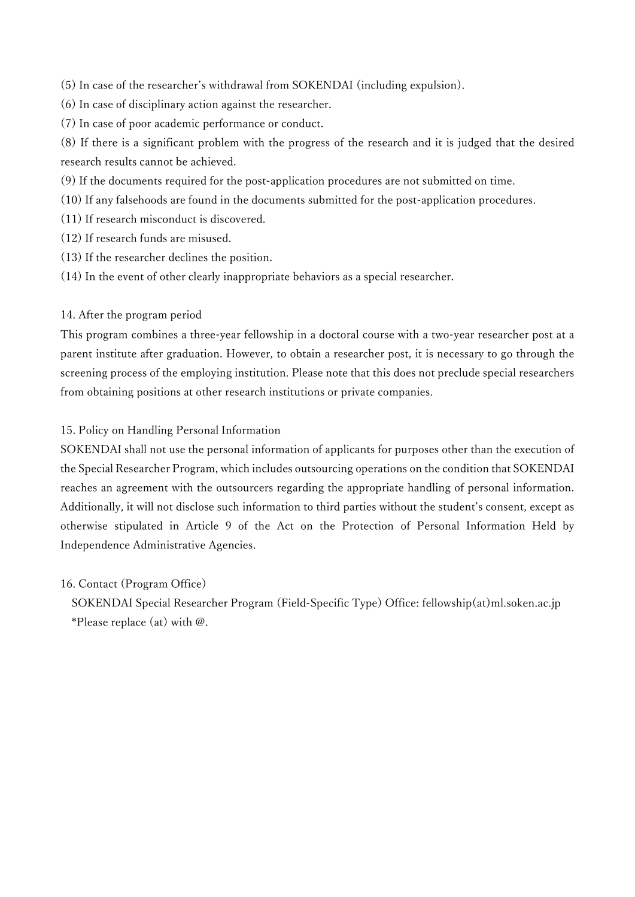(5) In case of the researcher's withdrawal from SOKENDAI (including expulsion).

(6) In case of disciplinary action against the researcher.

(7) In case of poor academic performance or conduct.

(8) If there is a significant problem with the progress of the research and it is judged that the desired research results cannot be achieved.

(9) If the documents required for the post-application procedures are not submitted on time.

(10) If any falsehoods are found in the documents submitted for the post-application procedures.

(11) If research misconduct is discovered.

(12) If research funds are misused.

(13) If the researcher declines the position.

(14) In the event of other clearly inappropriate behaviors as a special researcher.

## 14. After the program period

This program combines a three-year fellowship in a doctoral course with a two-year researcher post at a parent institute after graduation. However, to obtain a researcher post, it is necessary to go through the screening process of the employing institution. Please note that this does not preclude special researchers from obtaining positions at other research institutions or private companies.

## 15. Policy on Handling Personal Information

SOKENDAI shall not use the personal information of applicants for purposes other than the execution of the Special Researcher Program, which includes outsourcing operations on the condition that SOKENDAI reaches an agreement with the outsourcers regarding the appropriate handling of personal information. Additionally, it will not disclose such information to third parties without the student's consent, except as otherwise stipulated in Article 9 of the Act on the Protection of Personal Information Held by Independence Administrative Agencies.

## 16. Contact (Program Office)

SOKENDAI Special Researcher Program (Field-Specific Type) Office: fellowship(at)ml.soken.ac.jp

*Please replace (at) with @.